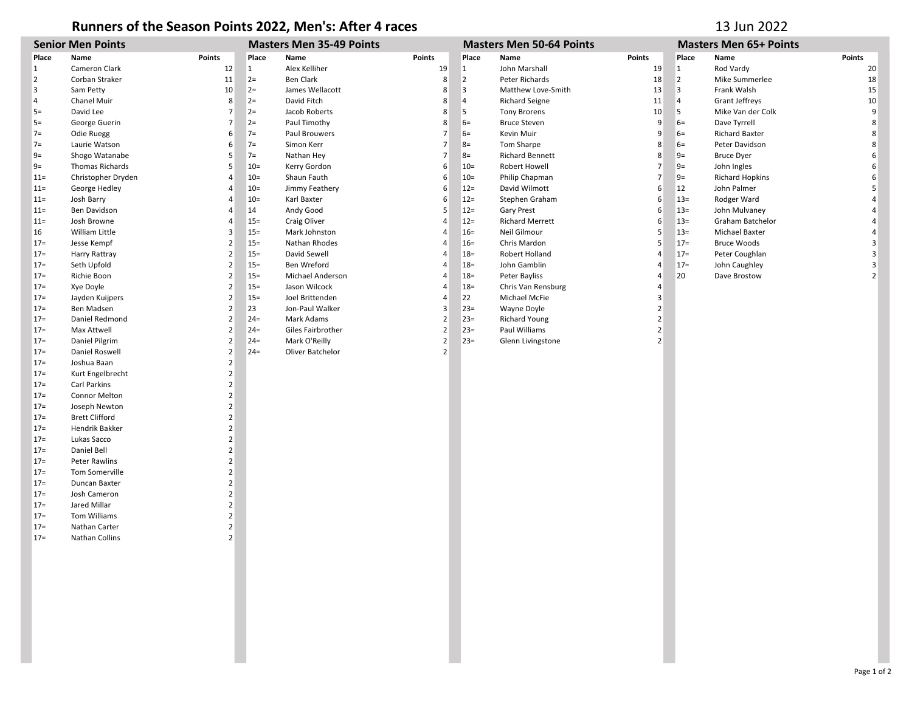# Runners of the Season Points 2022, Men's: After 4 races

13 Jun 2022

## Senior Men Points

| Place | Name | Points |
|---|---|---|
| 1 | Cameron Clark | 12 |
| 2 | Corban Straker | 11 |
| 3 | Sam Petty | 10 |
| 4 | Chanel Muir | 8 |
| 5= | David Lee | 7 |
| 5= | George Guerin | 7 |
| 7= | Odie Ruegg | 6 |
| 7= | Laurie Watson | 6 |
| 9= | Shogo Watanabe | 5 |
| 9= | Thomas Richards | 5 |
| 11= | Christopher Dryden | 4 |
| 11= | George Hedley | 4 |
| 11= | Josh Barry | 4 |
| 11= | Ben Davidson | 4 |
| 11= | Josh Browne | 4 |
| 16 | William Little | 3 |
| 17= | Jesse Kempf | 2 |
| 17= | Harry Rattray | 2 |
| 17= | Seth Upfold | 2 |
| 17= | Richie Boon | 2 |
| 17= | Xye Doyle | 2 |
| 17= | Jayden Kuijpers | 2 |
| 17= | Ben Madsen | 2 |
| 17= | Daniel Redmond | 2 |
| 17= | Max Attwell | 2 |
| 17= | Daniel Pilgrim | 2 |
| 17= | Daniel Roswell | 2 |
| 17= | Joshua Baan | 2 |
| 17= | Kurt Engelbrecht | 2 |
| 17= | Carl Parkins | 2 |
| 17= | Connor Melton | 2 |
| 17= | Joseph Newton | 2 |
| 17= | Brett Clifford | 2 |
| 17= | Hendrik Bakker | 2 |
| 17= | Lukas Sacco | 2 |
| 17= | Daniel Bell | 2 |
| 17= | Peter Rawlins | 2 |
| 17= | Tom Somerville | 2 |
| 17= | Duncan Baxter | 2 |
| 17= | Josh Cameron | 2 |
| 17= | Jared Millar | 2 |
| 17= | Tom Williams | 2 |
| 17= | Nathan Carter | 2 |
| 17= | Nathan Collins | 2 |

## Masters Men 35-49 Points

| Place | Name | Points |
|---|---|---|
| 1 | Alex Kelliher | 19 |
| 2= | Ben Clark | 8 |
| 2= | James Wellacott | 8 |
| 2= | David Fitch | 8 |
| 2= | Jacob Roberts | 8 |
| 2= | Paul Timothy | 8 |
| 7= | Paul Brouwers | 7 |
| 7= | Simon Kerr | 7 |
| 7= | Nathan Hey | 7 |
| 10= | Kerry Gordon | 6 |
| 10= | Shaun Fauth | 6 |
| 10= | Jimmy Feathery | 6 |
| 10= | Karl Baxter | 6 |
| 14 | Andy Good | 5 |
| 15= | Craig Oliver | 4 |
| 15= | Mark Johnston | 4 |
| 15= | Nathan Rhodes | 4 |
| 15= | David Sewell | 4 |
| 15= | Ben Wreford | 4 |
| 15= | Michael Anderson | 4 |
| 15= | Jason Wilcock | 4 |
| 15= | Joel Brittenden | 4 |
| 23 | Jon-Paul Walker | 3 |
| 24= | Mark Adams | 2 |
| 24= | Giles Fairbrother | 2 |
| 24= | Mark O'Reilly | 2 |
| 24= | Oliver Batchelor | 2 |

## Masters Men 50-64 Points

| Place | Name | Points |
|---|---|---|
| 1 | John Marshall | 19 |
| 2 | Peter Richards | 18 |
| 3 | Matthew Love-Smith | 13 |
| 4 | Richard Seigne | 11 |
| 5 | Tony Brorens | 10 |
| 6= | Bruce Steven | 9 |
| 6= | Kevin Muir | 9 |
| 8= | Tom Sharpe | 8 |
| 8= | Richard Bennett | 8 |
| 10= | Robert Howell | 7 |
| 10= | Philip Chapman | 7 |
| 12= | David Wilmott | 6 |
| 12= | Stephen Graham | 6 |
| 12= | Gary Prest | 6 |
| 12= | Richard Merrett | 6 |
| 16= | Neil Gilmour | 5 |
| 16= | Chris Mardon | 5 |
| 18= | Robert Holland | 4 |
| 18= | John Gamblin | 4 |
| 18= | Peter Bayliss | 4 |
| 18= | Chris Van Rensburg | 4 |
| 22 | Michael McFie | 3 |
| 23= | Wayne Doyle | 2 |
| 23= | Richard Young | 2 |
| 23= | Paul Williams | 2 |
| 23= | Glenn Livingstone | 2 |

## Masters Men 65+ Points

| Place | Name | Points |
|---|---|---|
| 1 | Rod Vardy | 20 |
| 2 | Mike Summerlee | 18 |
| 3 | Frank Walsh | 15 |
| 4 | Grant Jeffreys | 10 |
| 5 | Mike Van der Colk | 9 |
| 6= | Dave Tyrrell | 8 |
| 6= | Richard Baxter | 8 |
| 6= | Peter Davidson | 8 |
| 9= | Bruce Dyer | 6 |
| 9= | John Ingles | 6 |
| 9= | Richard Hopkins | 6 |
| 12 | John Palmer | 5 |
| 13= | Rodger Ward | 4 |
| 13= | John Mulvaney | 4 |
| 13= | Graham Batchelor | 4 |
| 13= | Michael Baxter | 4 |
| 17= | Bruce Woods | 3 |
| 17= | Peter Coughlan | 3 |
| 17= | John Caughley | 3 |
| 20 | Dave Brostow | 2 |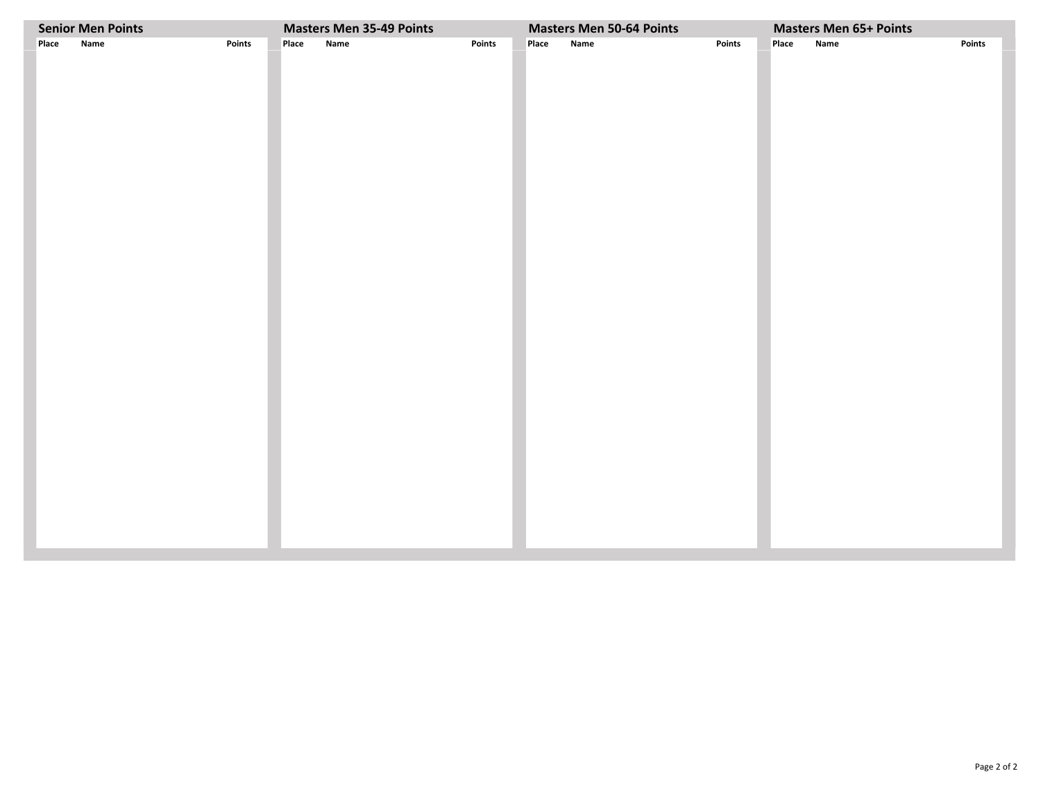## Senior Men Points

| Place | Name | Points |
|---|---|---|

## Masters Men 35-49 Points

| Place | Name | Points |
|---|---|---|

## Masters Men 50-64 Points

| Place | Name | Points |
|---|---|---|

## Masters Men 65+ Points

| Place | Name | Points |
|---|---|---|